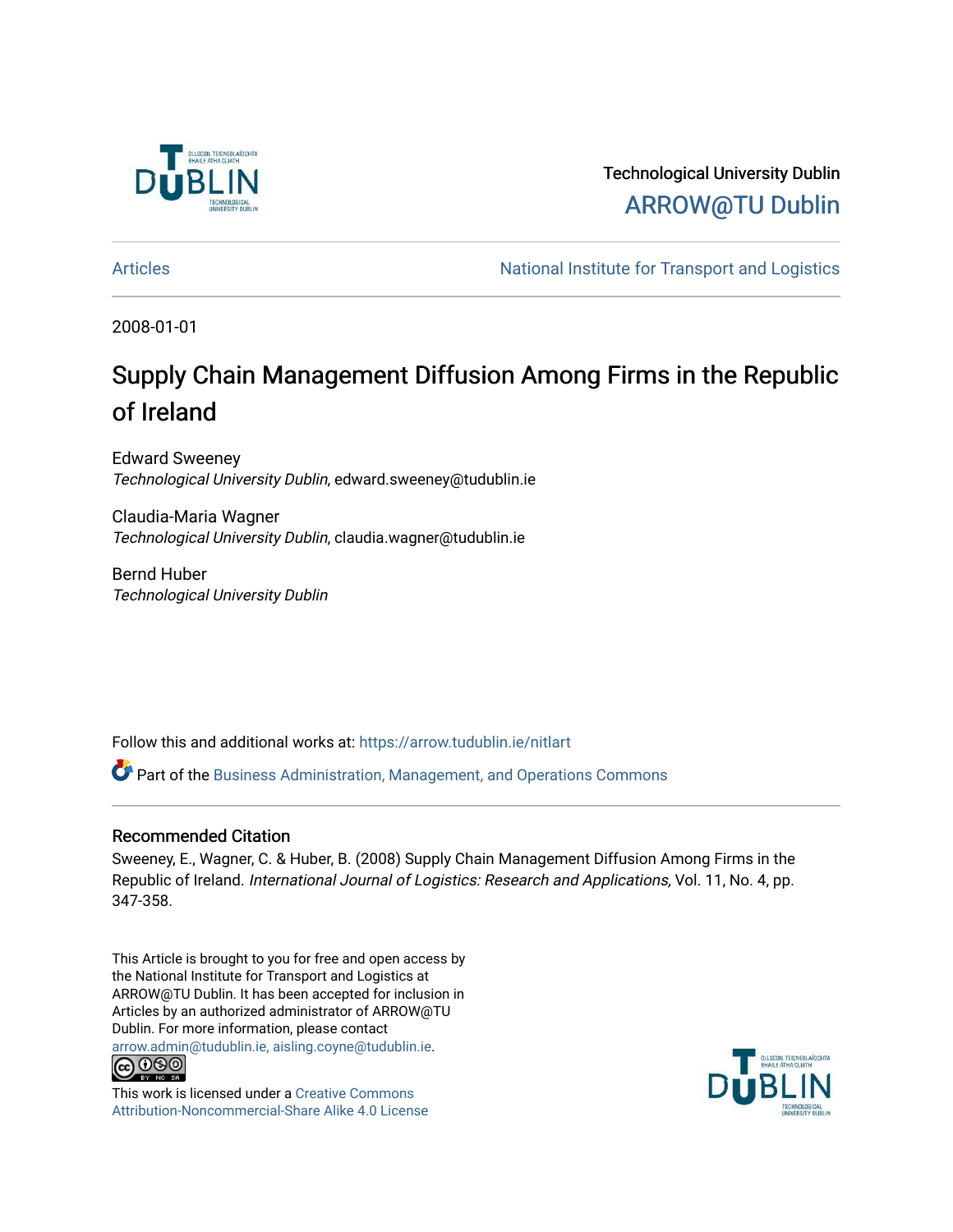Technological University Dublin

ARROW@TU Dublin

Articles | National Institute for Transport and Logistics

2008-01-01

# Supply Chain Management Diffusion Among Firms in the Republic of Ireland

Edward Sweeney
*Technological University Dublin*, edward.sweeney@tudublin.ie

Claudia-Maria Wagner
*Technological University Dublin*, claudia.wagner@tudublin.ie

Bernd Huber
*Technological University Dublin*

Follow this and additional works at: https://arrow.tudublin.ie/nitlart

Part of the Business Administration, Management, and Operations Commons

## Recommended Citation

Sweeney, E., Wagner, C. & Huber, B. (2008) Supply Chain Management Diffusion Among Firms in the Republic of Ireland. *International Journal of Logistics: Research and Applications,* Vol. 11, No. 4, pp. 347-358.

This Article is brought to you for free and open access by the National Institute for Transport and Logistics at ARROW@TU Dublin. It has been accepted for inclusion in Articles by an authorized administrator of ARROW@TU Dublin. For more information, please contact arrow.admin@tudublin.ie, aisling.coyne@tudublin.ie.

This work is licensed under a Creative Commons Attribution-Noncommercial-Share Alike 4.0 License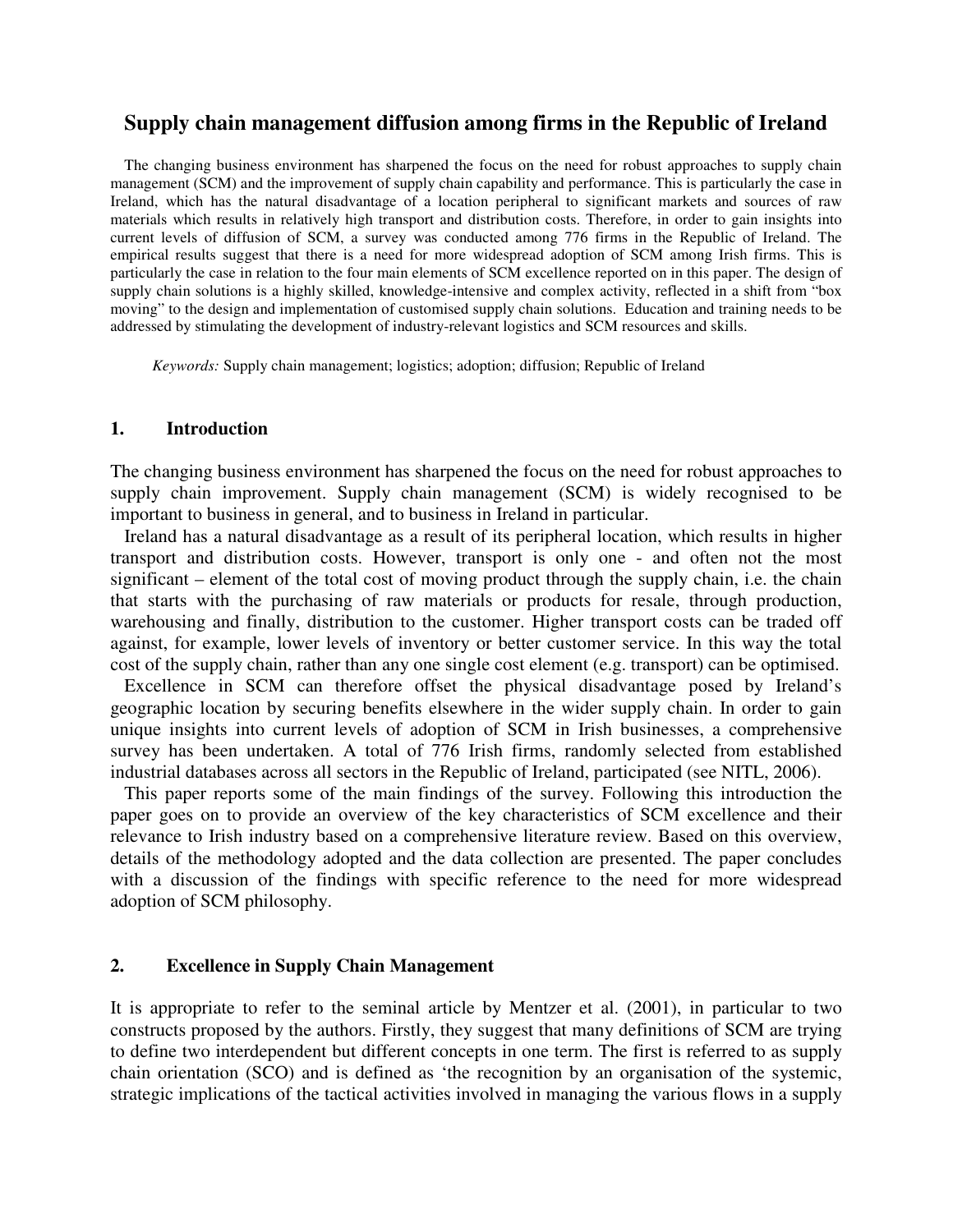# Supply chain management diffusion among firms in the Republic of Ireland

The changing business environment has sharpened the focus on the need for robust approaches to supply chain management (SCM) and the improvement of supply chain capability and performance. This is particularly the case in Ireland, which has the natural disadvantage of a location peripheral to significant markets and sources of raw materials which results in relatively high transport and distribution costs. Therefore, in order to gain insights into current levels of diffusion of SCM, a survey was conducted among 776 firms in the Republic of Ireland. The empirical results suggest that there is a need for more widespread adoption of SCM among Irish firms. This is particularly the case in relation to the four main elements of SCM excellence reported on in this paper. The design of supply chain solutions is a highly skilled, knowledge-intensive and complex activity, reflected in a shift from "box moving" to the design and implementation of customised supply chain solutions. Education and training needs to be addressed by stimulating the development of industry-relevant logistics and SCM resources and skills.

*Keywords:* Supply chain management; logistics; adoption; diffusion; Republic of Ireland

## 1. Introduction

The changing business environment has sharpened the focus on the need for robust approaches to supply chain improvement. Supply chain management (SCM) is widely recognised to be important to business in general, and to business in Ireland in particular.

Ireland has a natural disadvantage as a result of its peripheral location, which results in higher transport and distribution costs. However, transport is only one - and often not the most significant – element of the total cost of moving product through the supply chain, i.e. the chain that starts with the purchasing of raw materials or products for resale, through production, warehousing and finally, distribution to the customer. Higher transport costs can be traded off against, for example, lower levels of inventory or better customer service. In this way the total cost of the supply chain, rather than any one single cost element (e.g. transport) can be optimised.

Excellence in SCM can therefore offset the physical disadvantage posed by Ireland's geographic location by securing benefits elsewhere in the wider supply chain. In order to gain unique insights into current levels of adoption of SCM in Irish businesses, a comprehensive survey has been undertaken. A total of 776 Irish firms, randomly selected from established industrial databases across all sectors in the Republic of Ireland, participated (see NITL, 2006).

This paper reports some of the main findings of the survey. Following this introduction the paper goes on to provide an overview of the key characteristics of SCM excellence and their relevance to Irish industry based on a comprehensive literature review. Based on this overview, details of the methodology adopted and the data collection are presented. The paper concludes with a discussion of the findings with specific reference to the need for more widespread adoption of SCM philosophy.

## 2. Excellence in Supply Chain Management

It is appropriate to refer to the seminal article by Mentzer et al. (2001), in particular to two constructs proposed by the authors. Firstly, they suggest that many definitions of SCM are trying to define two interdependent but different concepts in one term. The first is referred to as supply chain orientation (SCO) and is defined as 'the recognition by an organisation of the systemic, strategic implications of the tactical activities involved in managing the various flows in a supply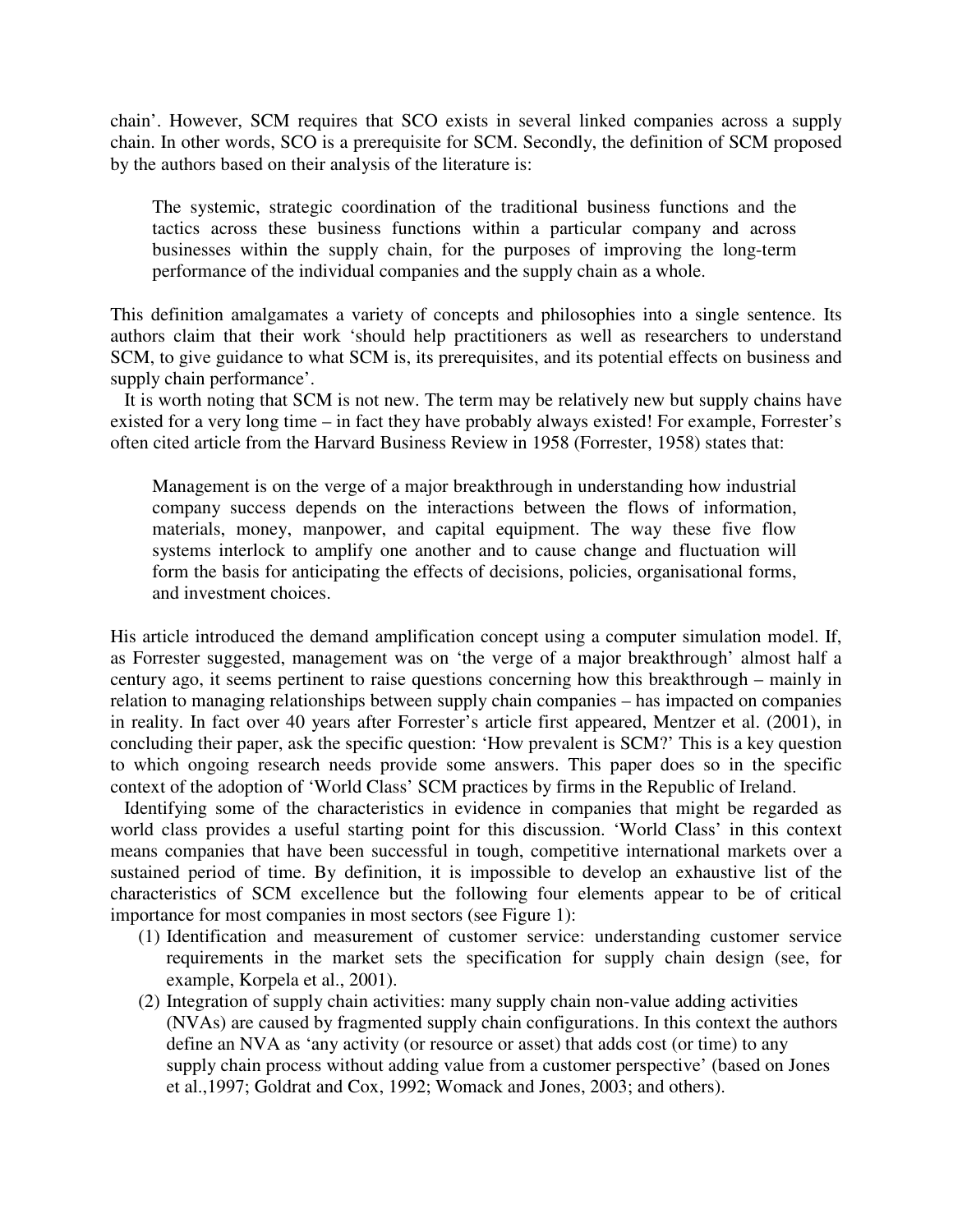chain'. However, SCM requires that SCO exists in several linked companies across a supply chain. In other words, SCO is a prerequisite for SCM. Secondly, the definition of SCM proposed by the authors based on their analysis of the literature is:

> The systemic, strategic coordination of the traditional business functions and the tactics across these business functions within a particular company and across businesses within the supply chain, for the purposes of improving the long-term performance of the individual companies and the supply chain as a whole.

This definition amalgamates a variety of concepts and philosophies into a single sentence. Its authors claim that their work 'should help practitioners as well as researchers to understand SCM, to give guidance to what SCM is, its prerequisites, and its potential effects on business and supply chain performance'.

It is worth noting that SCM is not new. The term may be relatively new but supply chains have existed for a very long time – in fact they have probably always existed! For example, Forrester's often cited article from the Harvard Business Review in 1958 (Forrester, 1958) states that:

> Management is on the verge of a major breakthrough in understanding how industrial company success depends on the interactions between the flows of information, materials, money, manpower, and capital equipment. The way these five flow systems interlock to amplify one another and to cause change and fluctuation will form the basis for anticipating the effects of decisions, policies, organisational forms, and investment choices.

His article introduced the demand amplification concept using a computer simulation model. If, as Forrester suggested, management was on 'the verge of a major breakthrough' almost half a century ago, it seems pertinent to raise questions concerning how this breakthrough – mainly in relation to managing relationships between supply chain companies – has impacted on companies in reality. In fact over 40 years after Forrester's article first appeared, Mentzer et al. (2001), in concluding their paper, ask the specific question: 'How prevalent is SCM?' This is a key question to which ongoing research needs provide some answers. This paper does so in the specific context of the adoption of 'World Class' SCM practices by firms in the Republic of Ireland.

Identifying some of the characteristics in evidence in companies that might be regarded as world class provides a useful starting point for this discussion. 'World Class' in this context means companies that have been successful in tough, competitive international markets over a sustained period of time. By definition, it is impossible to develop an exhaustive list of the characteristics of SCM excellence but the following four elements appear to be of critical importance for most companies in most sectors (see Figure 1):

1. Identification and measurement of customer service: understanding customer service requirements in the market sets the specification for supply chain design (see, for example, Korpela et al., 2001).
2. Integration of supply chain activities: many supply chain non-value adding activities (NVAs) are caused by fragmented supply chain configurations. In this context the authors define an NVA as 'any activity (or resource or asset) that adds cost (or time) to any supply chain process without adding value from a customer perspective' (based on Jones et al.,1997; Goldrat and Cox, 1992; Womack and Jones, 2003; and others).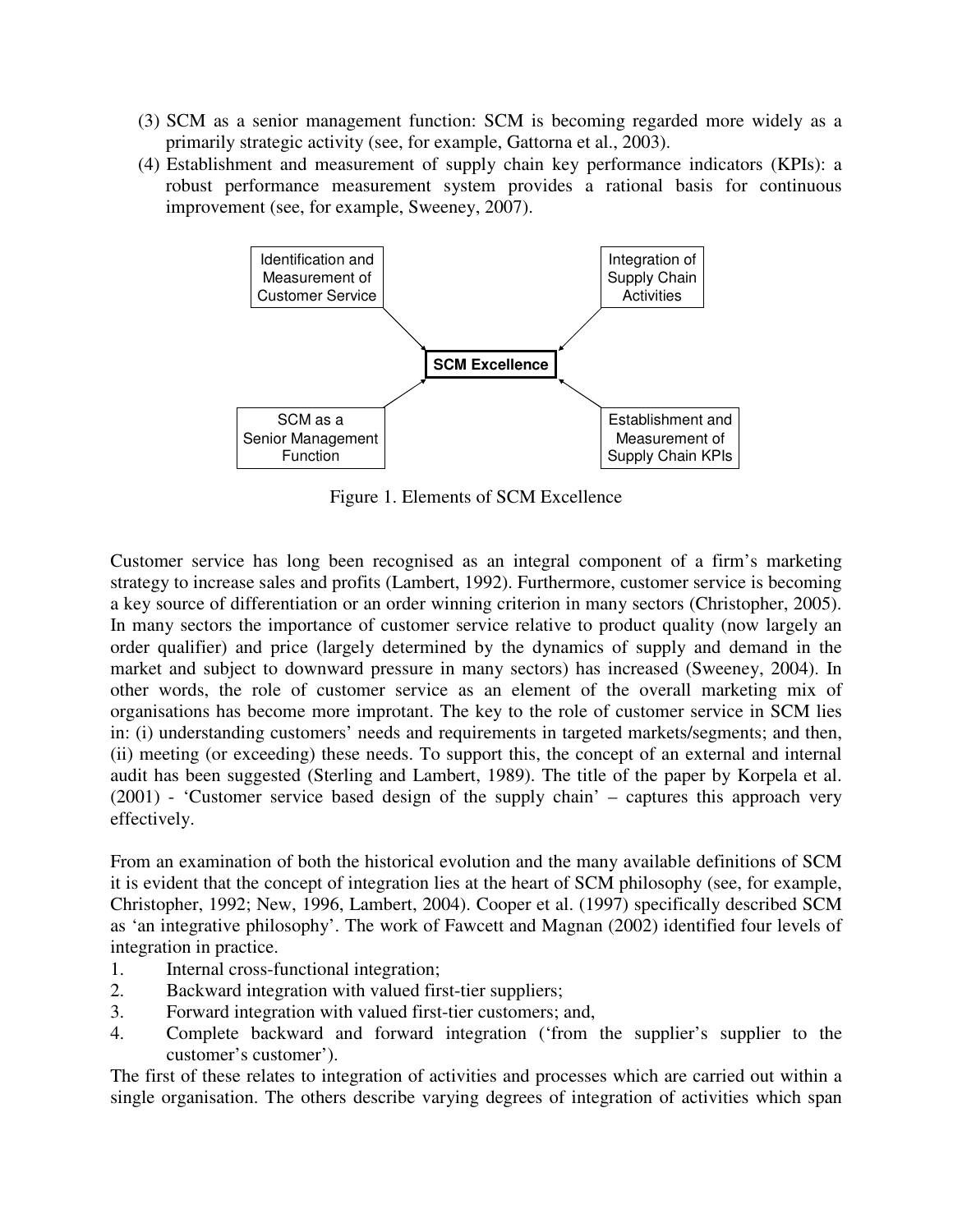(3) SCM as a senior management function: SCM is becoming regarded more widely as a primarily strategic activity (see, for example, Gattorna et al., 2003).

(4) Establishment and measurement of supply chain key performance indicators (KPIs): a robust performance measurement system provides a rational basis for continuous improvement (see, for example, Sweeney, 2007).

Identification and Measurement of Customer Service

Integration of Supply Chain Activities

**SCM Excellence**

SCM as a Senior Management Function

Establishment and Measurement of Supply Chain KPIs

Figure 1. Elements of SCM Excellence

Customer service has long been recognised as an integral component of a firm's marketing strategy to increase sales and profits (Lambert, 1992). Furthermore, customer service is becoming a key source of differentiation or an order winning criterion in many sectors (Christopher, 2005). In many sectors the importance of customer service relative to product quality (now largely an order qualifier) and price (largely determined by the dynamics of supply and demand in the market and subject to downward pressure in many sectors) has increased (Sweeney, 2004). In other words, the role of customer service as an element of the overall marketing mix of organisations has become more improtant. The key to the role of customer service in SCM lies in: (i) understanding customers' needs and requirements in targeted markets/segments; and then, (ii) meeting (or exceeding) these needs. To support this, the concept of an external and internal audit has been suggested (Sterling and Lambert, 1989). The title of the paper by Korpela et al. (2001) - 'Customer service based design of the supply chain' – captures this approach very effectively.

From an examination of both the historical evolution and the many available definitions of SCM it is evident that the concept of integration lies at the heart of SCM philosophy (see, for example, Christopher, 1992; New, 1996, Lambert, 2004). Cooper et al. (1997) specifically described SCM as 'an integrative philosophy'. The work of Fawcett and Magnan (2002) identified four levels of integration in practice.

1. Internal cross-functional integration;
2. Backward integration with valued first-tier suppliers;
3. Forward integration with valued first-tier customers; and,
4. Complete backward and forward integration ('from the supplier's supplier to the customer's customer').

The first of these relates to integration of activities and processes which are carried out within a single organisation. The others describe varying degrees of integration of activities which span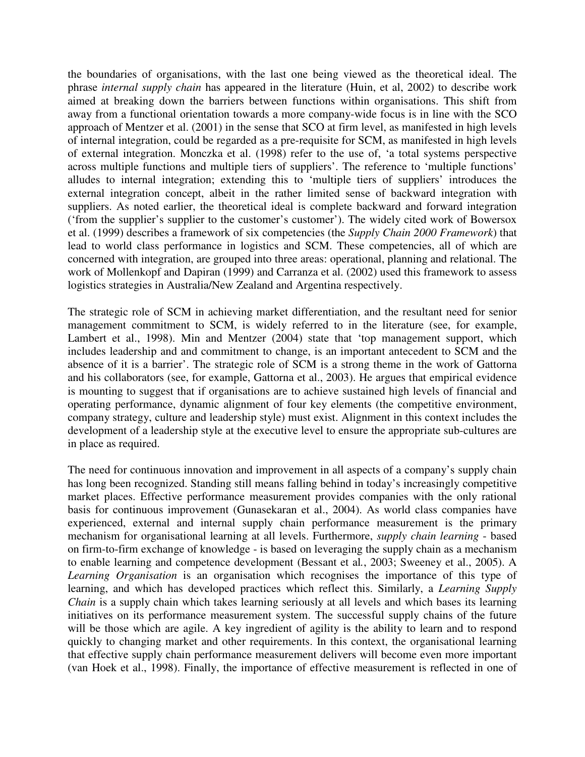the boundaries of organisations, with the last one being viewed as the theoretical ideal. The phrase *internal supply chain* has appeared in the literature (Huin, et al, 2002) to describe work aimed at breaking down the barriers between functions within organisations. This shift from away from a functional orientation towards a more company-wide focus is in line with the SCO approach of Mentzer et al. (2001) in the sense that SCO at firm level, as manifested in high levels of internal integration, could be regarded as a pre-requisite for SCM, as manifested in high levels of external integration. Monczka et al. (1998) refer to the use of, 'a total systems perspective across multiple functions and multiple tiers of suppliers'. The reference to 'multiple functions' alludes to internal integration; extending this to 'multiple tiers of suppliers' introduces the external integration concept, albeit in the rather limited sense of backward integration with suppliers. As noted earlier, the theoretical ideal is complete backward and forward integration ('from the supplier's supplier to the customer's customer'). The widely cited work of Bowersox et al. (1999) describes a framework of six competencies (the *Supply Chain 2000 Framework*) that lead to world class performance in logistics and SCM. These competencies, all of which are concerned with integration, are grouped into three areas: operational, planning and relational. The work of Mollenkopf and Dapiran (1999) and Carranza et al. (2002) used this framework to assess logistics strategies in Australia/New Zealand and Argentina respectively.

The strategic role of SCM in achieving market differentiation, and the resultant need for senior management commitment to SCM, is widely referred to in the literature (see, for example, Lambert et al., 1998). Min and Mentzer (2004) state that 'top management support, which includes leadership and and commitment to change, is an important antecedent to SCM and the absence of it is a barrier'. The strategic role of SCM is a strong theme in the work of Gattorna and his collaborators (see, for example, Gattorna et al., 2003). He argues that empirical evidence is mounting to suggest that if organisations are to achieve sustained high levels of financial and operating performance, dynamic alignment of four key elements (the competitive environment, company strategy, culture and leadership style) must exist. Alignment in this context includes the development of a leadership style at the executive level to ensure the appropriate sub-cultures are in place as required.

The need for continuous innovation and improvement in all aspects of a company's supply chain has long been recognized. Standing still means falling behind in today's increasingly competitive market places. Effective performance measurement provides companies with the only rational basis for continuous improvement (Gunasekaran et al., 2004). As world class companies have experienced, external and internal supply chain performance measurement is the primary mechanism for organisational learning at all levels. Furthermore, *supply chain learning* - based on firm-to-firm exchange of knowledge - is based on leveraging the supply chain as a mechanism to enable learning and competence development (Bessant et al., 2003; Sweeney et al., 2005). A *Learning Organisation* is an organisation which recognises the importance of this type of learning, and which has developed practices which reflect this. Similarly, a *Learning Supply Chain* is a supply chain which takes learning seriously at all levels and which bases its learning initiatives on its performance measurement system. The successful supply chains of the future will be those which are agile. A key ingredient of agility is the ability to learn and to respond quickly to changing market and other requirements. In this context, the organisational learning that effective supply chain performance measurement delivers will become even more important (van Hoek et al., 1998). Finally, the importance of effective measurement is reflected in one of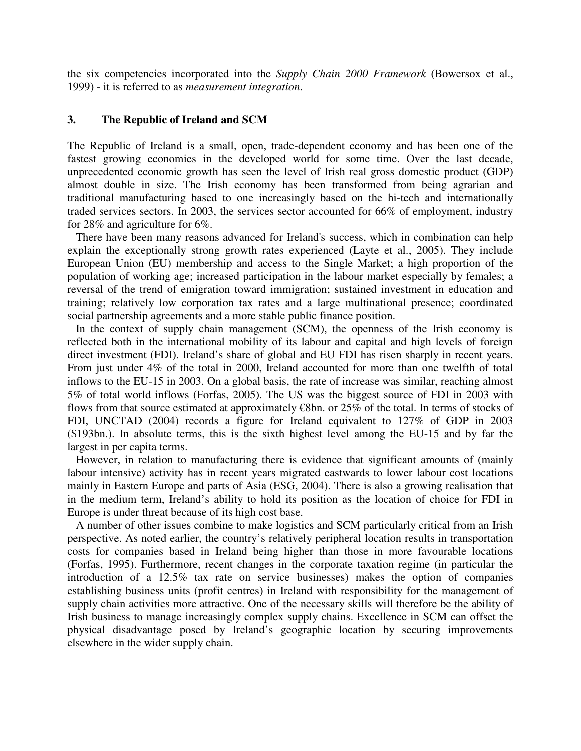the six competencies incorporated into the *Supply Chain 2000 Framework* (Bowersox et al., 1999) - it is referred to as *measurement integration*.

## 3. The Republic of Ireland and SCM

The Republic of Ireland is a small, open, trade-dependent economy and has been one of the fastest growing economies in the developed world for some time. Over the last decade, unprecedented economic growth has seen the level of Irish real gross domestic product (GDP) almost double in size. The Irish economy has been transformed from being agrarian and traditional manufacturing based to one increasingly based on the hi-tech and internationally traded services sectors. In 2003, the services sector accounted for 66% of employment, industry for 28% and agriculture for 6%.

There have been many reasons advanced for Ireland's success, which in combination can help explain the exceptionally strong growth rates experienced (Layte et al., 2005). They include European Union (EU) membership and access to the Single Market; a high proportion of the population of working age; increased participation in the labour market especially by females; a reversal of the trend of emigration toward immigration; sustained investment in education and training; relatively low corporation tax rates and a large multinational presence; coordinated social partnership agreements and a more stable public finance position.

In the context of supply chain management (SCM), the openness of the Irish economy is reflected both in the international mobility of its labour and capital and high levels of foreign direct investment (FDI). Ireland's share of global and EU FDI has risen sharply in recent years. From just under 4% of the total in 2000, Ireland accounted for more than one twelfth of total inflows to the EU-15 in 2003. On a global basis, the rate of increase was similar, reaching almost 5% of total world inflows (Forfas, 2005). The US was the biggest source of FDI in 2003 with flows from that source estimated at approximately €8bn. or 25% of the total. In terms of stocks of FDI, UNCTAD (2004) records a figure for Ireland equivalent to 127% of GDP in 2003 ($193bn.). In absolute terms, this is the sixth highest level among the EU-15 and by far the largest in per capita terms.

However, in relation to manufacturing there is evidence that significant amounts of (mainly labour intensive) activity has in recent years migrated eastwards to lower labour cost locations mainly in Eastern Europe and parts of Asia (ESG, 2004). There is also a growing realisation that in the medium term, Ireland's ability to hold its position as the location of choice for FDI in Europe is under threat because of its high cost base.

A number of other issues combine to make logistics and SCM particularly critical from an Irish perspective. As noted earlier, the country's relatively peripheral location results in transportation costs for companies based in Ireland being higher than those in more favourable locations (Forfas, 1995). Furthermore, recent changes in the corporate taxation regime (in particular the introduction of a 12.5% tax rate on service businesses) makes the option of companies establishing business units (profit centres) in Ireland with responsibility for the management of supply chain activities more attractive. One of the necessary skills will therefore be the ability of Irish business to manage increasingly complex supply chains. Excellence in SCM can offset the physical disadvantage posed by Ireland's geographic location by securing improvements elsewhere in the wider supply chain.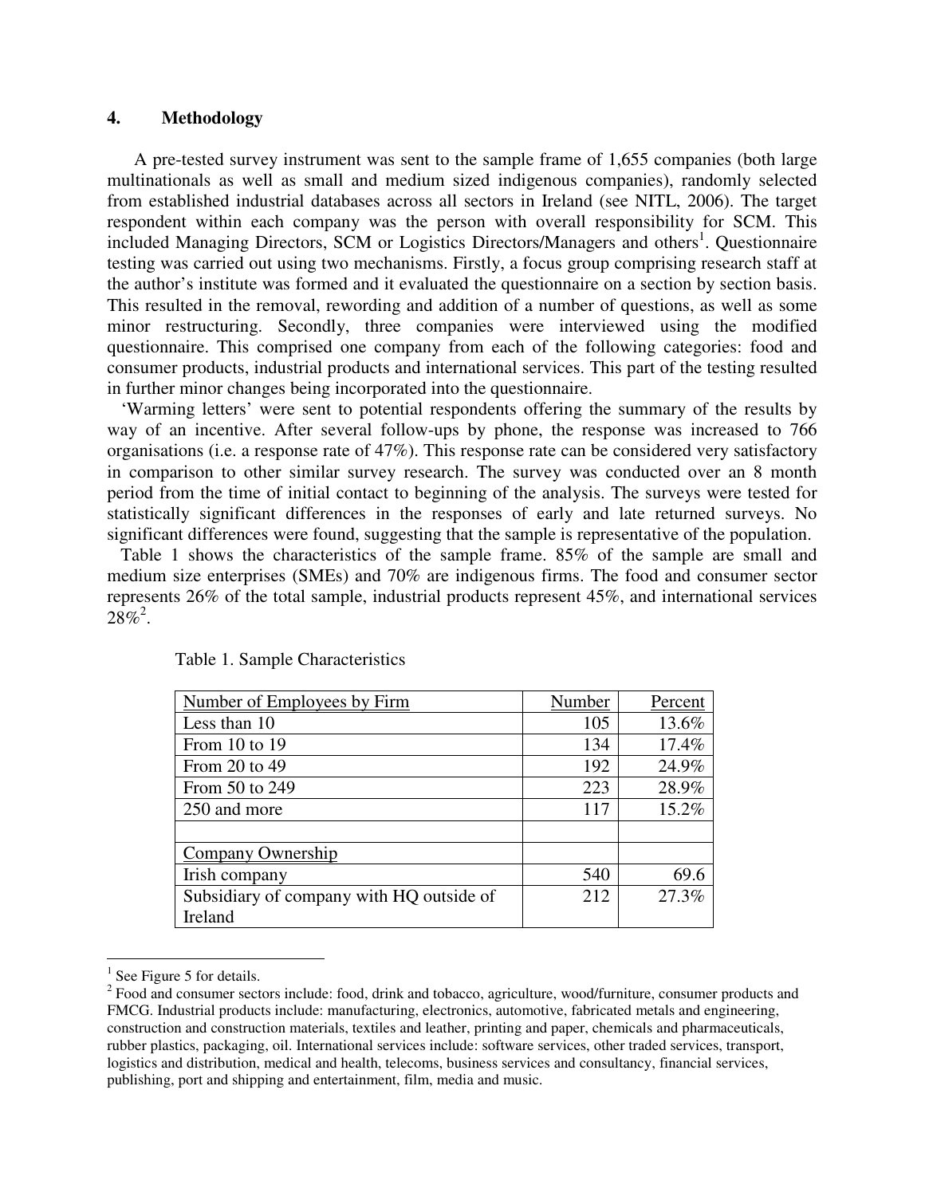## 4. Methodology

A pre-tested survey instrument was sent to the sample frame of 1,655 companies (both large multinationals as well as small and medium sized indigenous companies), randomly selected from established industrial databases across all sectors in Ireland (see NITL, 2006). The target respondent within each company was the person with overall responsibility for SCM. This included Managing Directors, SCM or Logistics Directors/Managers and others[1]. Questionnaire testing was carried out using two mechanisms. Firstly, a focus group comprising research staff at the author's institute was formed and it evaluated the questionnaire on a section by section basis. This resulted in the removal, rewording and addition of a number of questions, as well as some minor restructuring. Secondly, three companies were interviewed using the modified questionnaire. This comprised one company from each of the following categories: food and consumer products, industrial products and international services. This part of the testing resulted in further minor changes being incorporated into the questionnaire.

'Warming letters' were sent to potential respondents offering the summary of the results by way of an incentive. After several follow-ups by phone, the response was increased to 766 organisations (i.e. a response rate of 47%). This response rate can be considered very satisfactory in comparison to other similar survey research. The survey was conducted over an 8 month period from the time of initial contact to beginning of the analysis. The surveys were tested for statistically significant differences in the responses of early and late returned surveys. No significant differences were found, suggesting that the sample is representative of the population.

Table 1 shows the characteristics of the sample frame. 85% of the sample are small and medium size enterprises (SMEs) and 70% are indigenous firms. The food and consumer sector represents 26% of the total sample, industrial products represent 45%, and international services 28%[2].

Table 1. Sample Characteristics

| Number of Employees by Firm | Number | Percent |
|---|---|---|
| Less than 10 | 105 | 13.6% |
| From 10 to 19 | 134 | 17.4% |
| From 20 to 49 | 192 | 24.9% |
| From 50 to 249 | 223 | 28.9% |
| 250 and more | 117 | 15.2% |
| | | |
| Company Ownership | | |
| Irish company | 540 | 69.6 |
| Subsidiary of company with HQ outside of Ireland | 212 | 27.3% |

[1] See Figure 5 for details.

[2] Food and consumer sectors include: food, drink and tobacco, agriculture, wood/furniture, consumer products and FMCG. Industrial products include: manufacturing, electronics, automotive, fabricated metals and engineering, construction and construction materials, textiles and leather, printing and paper, chemicals and pharmaceuticals, rubber plastics, packaging, oil. International services include: software services, other traded services, transport, logistics and distribution, medical and health, telecoms, business services and consultancy, financial services, publishing, port and shipping and entertainment, film, media and music.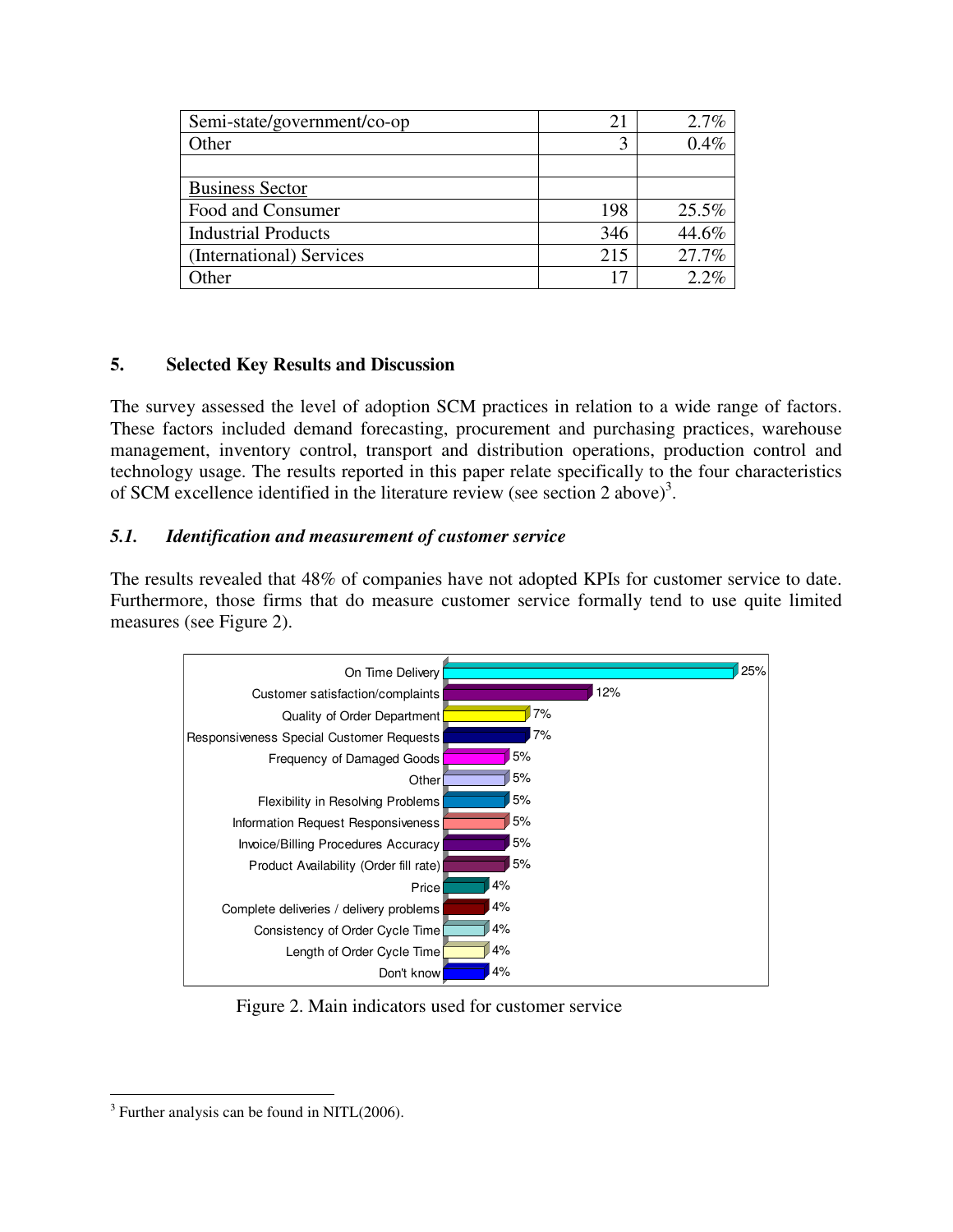| | | |
|---|---|---|
| Semi-state/government/co-op | 21 | 2.7% |
| Other | 3 | 0.4% |
| | | |
| Business Sector | | |
| Food and Consumer | 198 | 25.5% |
| Industrial Products | 346 | 44.6% |
| (International) Services | 215 | 27.7% |
| Other | 17 | 2.2% |

## 5. Selected Key Results and Discussion

The survey assessed the level of adoption SCM practices in relation to a wide range of factors. These factors included demand forecasting, procurement and purchasing practices, warehouse management, inventory control, transport and distribution operations, production control and technology usage. The results reported in this paper relate specifically to the four characteristics of SCM excellence identified in the literature review (see section 2 above)[3].

### *5.1. Identification and measurement of customer service*

The results revealed that 48% of companies have not adopted KPIs for customer service to date. Furthermore, those firms that do measure customer service formally tend to use quite limited measures (see Figure 2).

| Indicator | % |
|---|---|
| On Time Delivery | 25% |
| Customer satisfaction/complaints | 12% |
| Quality of Order Department | 7% |
| Responsiveness Special Customer Requests | 7% |
| Frequency of Damaged Goods | 5% |
| Other | 5% |
| Flexibility in Resolving Problems | 5% |
| Information Request Responsiveness | 5% |
| Invoice/Billing Procedures Accuracy | 5% |
| Product Availability (Order fill rate) | 5% |
| Price | 4% |
| Complete deliveries / delivery problems | 4% |
| Consistency of Order Cycle Time | 4% |
| Length of Order Cycle Time | 4% |
| Don't know | 4% |

Figure 2. Main indicators used for customer service

[3] Further analysis can be found in NITL(2006).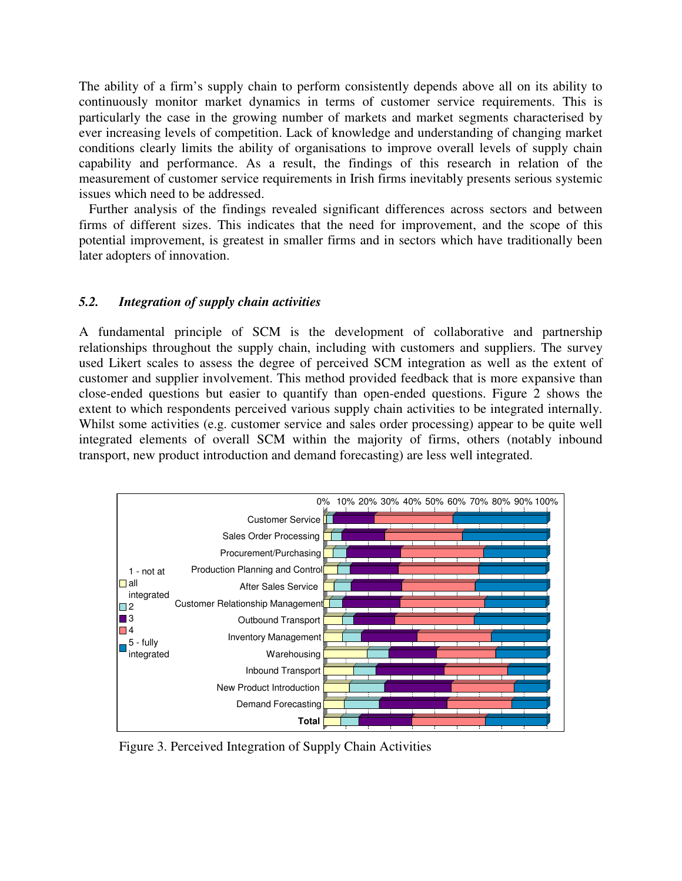The ability of a firm's supply chain to perform consistently depends above all on its ability to continuously monitor market dynamics in terms of customer service requirements. This is particularly the case in the growing number of markets and market segments characterised by ever increasing levels of competition. Lack of knowledge and understanding of changing market conditions clearly limits the ability of organisations to improve overall levels of supply chain capability and performance. As a result, the findings of this research in relation of the measurement of customer service requirements in Irish firms inevitably presents serious systemic issues which need to be addressed.

Further analysis of the findings revealed significant differences across sectors and between firms of different sizes. This indicates that the need for improvement, and the scope of this potential improvement, is greatest in smaller firms and in sectors which have traditionally been later adopters of innovation.

### *5.2. Integration of supply chain activities*

A fundamental principle of SCM is the development of collaborative and partnership relationships throughout the supply chain, including with customers and suppliers. The survey used Likert scales to assess the degree of perceived SCM integration as well as the extent of customer and supplier involvement. This method provided feedback that is more expansive than close-ended questions but easier to quantify than open-ended questions. Figure 2 shows the extent to which respondents perceived various supply chain activities to be integrated internally. Whilst some activities (e.g. customer service and sales order processing) appear to be quite well integrated elements of overall SCM within the majority of firms, others (notably inbound transport, new product introduction and demand forecasting) are less well integrated.

Figure 3. Perceived Integration of Supply Chain Activities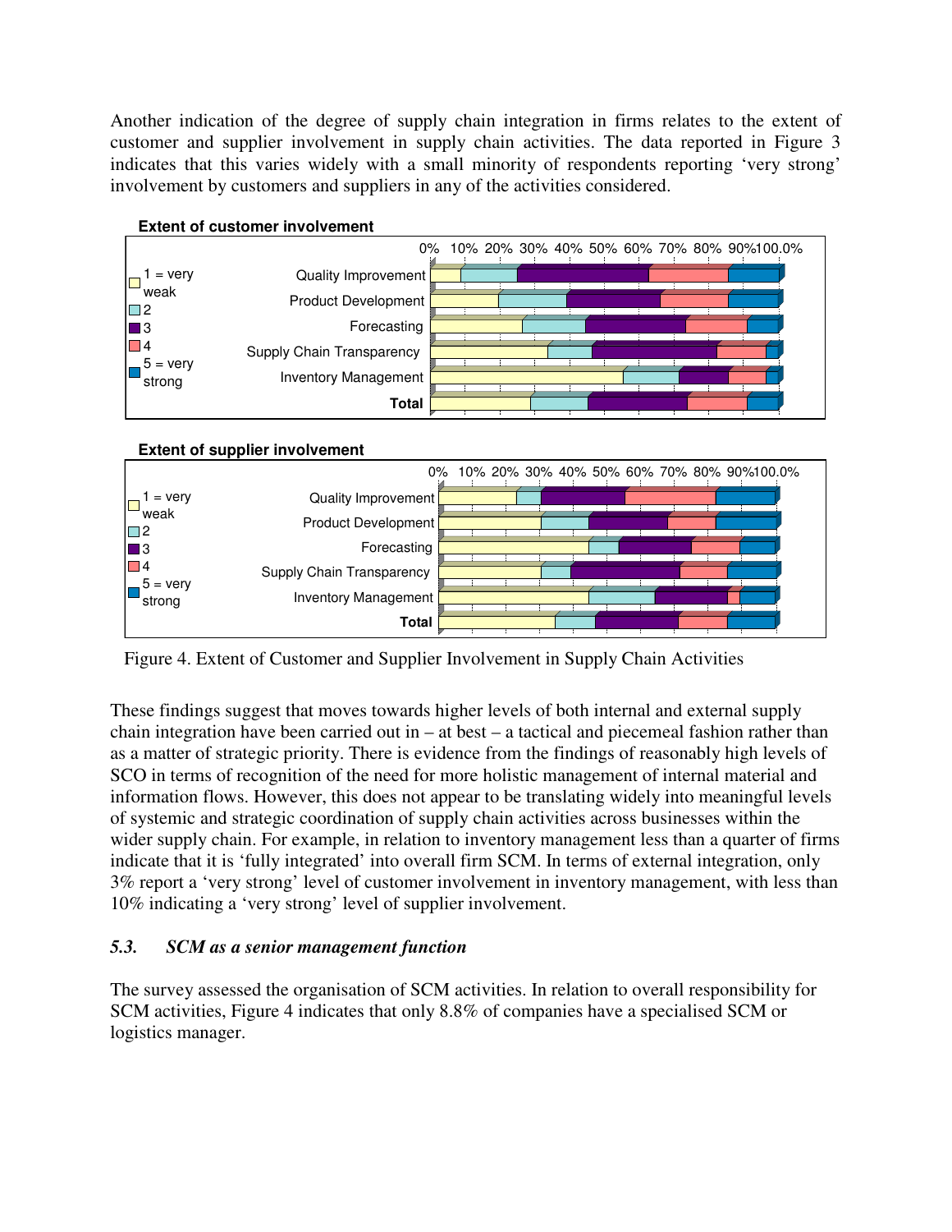Another indication of the degree of supply chain integration in firms relates to the extent of customer and supplier involvement in supply chain activities. The data reported in Figure 3 indicates that this varies widely with a small minority of respondents reporting 'very strong' involvement by customers and suppliers in any of the activities considered.

Figure 4. Extent of Customer and Supplier Involvement in Supply Chain Activities

These findings suggest that moves towards higher levels of both internal and external supply chain integration have been carried out in – at best – a tactical and piecemeal fashion rather than as a matter of strategic priority. There is evidence from the findings of reasonably high levels of SCO in terms of recognition of the need for more holistic management of internal material and information flows. However, this does not appear to be translating widely into meaningful levels of systemic and strategic coordination of supply chain activities across businesses within the wider supply chain. For example, in relation to inventory management less than a quarter of firms indicate that it is 'fully integrated' into overall firm SCM. In terms of external integration, only 3% report a 'very strong' level of customer involvement in inventory management, with less than 10% indicating a 'very strong' level of supplier involvement.

### *5.3. SCM as a senior management function*

The survey assessed the organisation of SCM activities. In relation to overall responsibility for SCM activities, Figure 4 indicates that only 8.8% of companies have a specialised SCM or logistics manager.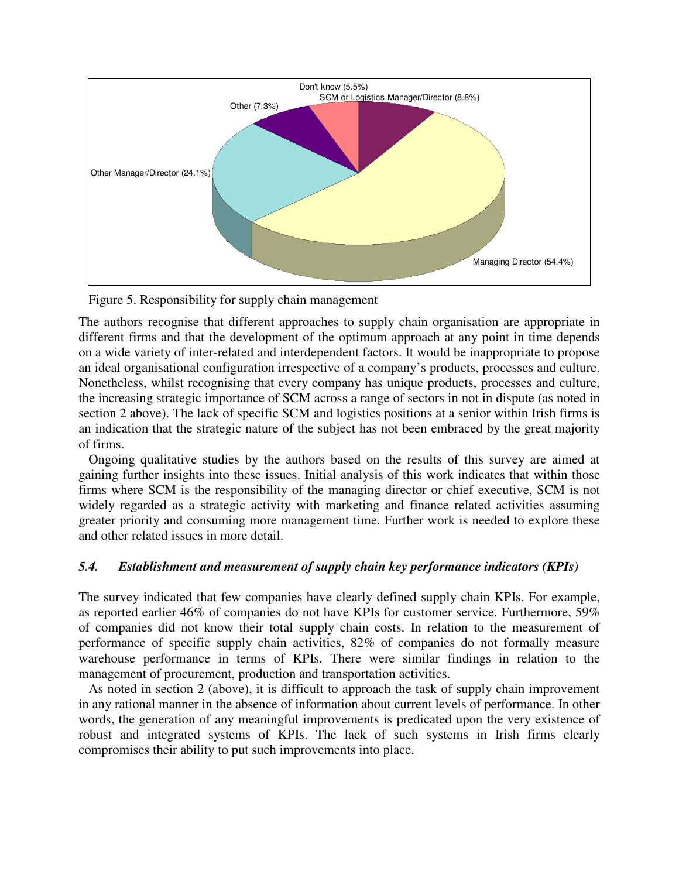Figure 5. Responsibility for supply chain management

The authors recognise that different approaches to supply chain organisation are appropriate in different firms and that the development of the optimum approach at any point in time depends on a wide variety of inter-related and interdependent factors. It would be inappropriate to propose an ideal organisational configuration irrespective of a company's products, processes and culture. Nonetheless, whilst recognising that every company has unique products, processes and culture, the increasing strategic importance of SCM across a range of sectors in not in dispute (as noted in section 2 above). The lack of specific SCM and logistics positions at a senior within Irish firms is an indication that the strategic nature of the subject has not been embraced by the great majority of firms.

Ongoing qualitative studies by the authors based on the results of this survey are aimed at gaining further insights into these issues. Initial analysis of this work indicates that within those firms where SCM is the responsibility of the managing director or chief executive, SCM is not widely regarded as a strategic activity with marketing and finance related activities assuming greater priority and consuming more management time. Further work is needed to explore these and other related issues in more detail.

### *5.4. Establishment and measurement of supply chain key performance indicators (KPIs)*

The survey indicated that few companies have clearly defined supply chain KPIs. For example, as reported earlier 46% of companies do not have KPIs for customer service. Furthermore, 59% of companies did not know their total supply chain costs. In relation to the measurement of performance of specific supply chain activities, 82% of companies do not formally measure warehouse performance in terms of KPIs. There were similar findings in relation to the management of procurement, production and transportation activities.

As noted in section 2 (above), it is difficult to approach the task of supply chain improvement in any rational manner in the absence of information about current levels of performance. In other words, the generation of any meaningful improvements is predicated upon the very existence of robust and integrated systems of KPIs. The lack of such systems in Irish firms clearly compromises their ability to put such improvements into place.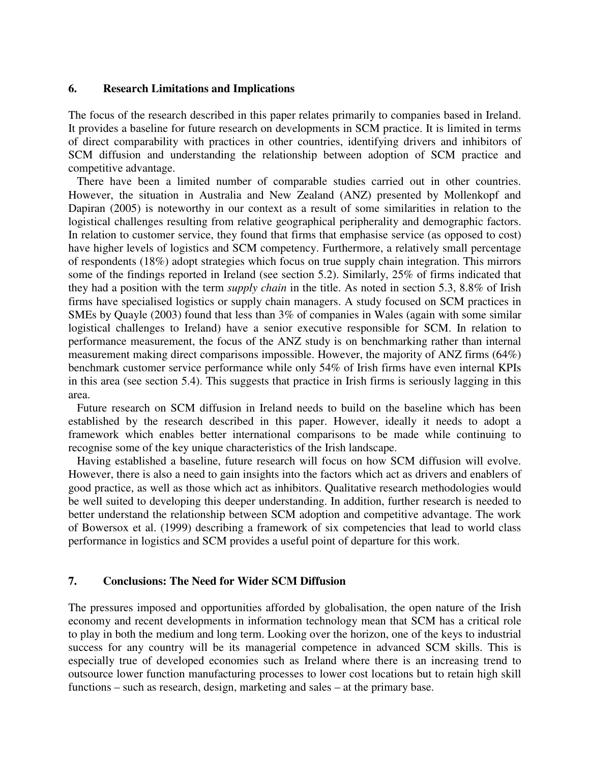## 6. Research Limitations and Implications

The focus of the research described in this paper relates primarily to companies based in Ireland. It provides a baseline for future research on developments in SCM practice. It is limited in terms of direct comparability with practices in other countries, identifying drivers and inhibitors of SCM diffusion and understanding the relationship between adoption of SCM practice and competitive advantage.

There have been a limited number of comparable studies carried out in other countries. However, the situation in Australia and New Zealand (ANZ) presented by Mollenkopf and Dapiran (2005) is noteworthy in our context as a result of some similarities in relation to the logistical challenges resulting from relative geographical peripherality and demographic factors. In relation to customer service, they found that firms that emphasise service (as opposed to cost) have higher levels of logistics and SCM competency. Furthermore, a relatively small percentage of respondents (18%) adopt strategies which focus on true supply chain integration. This mirrors some of the findings reported in Ireland (see section 5.2). Similarly, 25% of firms indicated that they had a position with the term *supply chain* in the title. As noted in section 5.3, 8.8% of Irish firms have specialised logistics or supply chain managers. A study focused on SCM practices in SMEs by Quayle (2003) found that less than 3% of companies in Wales (again with some similar logistical challenges to Ireland) have a senior executive responsible for SCM. In relation to performance measurement, the focus of the ANZ study is on benchmarking rather than internal measurement making direct comparisons impossible. However, the majority of ANZ firms (64%) benchmark customer service performance while only 54% of Irish firms have even internal KPIs in this area (see section 5.4). This suggests that practice in Irish firms is seriously lagging in this area.

Future research on SCM diffusion in Ireland needs to build on the baseline which has been established by the research described in this paper. However, ideally it needs to adopt a framework which enables better international comparisons to be made while continuing to recognise some of the key unique characteristics of the Irish landscape.

Having established a baseline, future research will focus on how SCM diffusion will evolve. However, there is also a need to gain insights into the factors which act as drivers and enablers of good practice, as well as those which act as inhibitors. Qualitative research methodologies would be well suited to developing this deeper understanding. In addition, further research is needed to better understand the relationship between SCM adoption and competitive advantage. The work of Bowersox et al. (1999) describing a framework of six competencies that lead to world class performance in logistics and SCM provides a useful point of departure for this work.

## 7. Conclusions: The Need for Wider SCM Diffusion

The pressures imposed and opportunities afforded by globalisation, the open nature of the Irish economy and recent developments in information technology mean that SCM has a critical role to play in both the medium and long term. Looking over the horizon, one of the keys to industrial success for any country will be its managerial competence in advanced SCM skills. This is especially true of developed economies such as Ireland where there is an increasing trend to outsource lower function manufacturing processes to lower cost locations but to retain high skill functions – such as research, design, marketing and sales – at the primary base.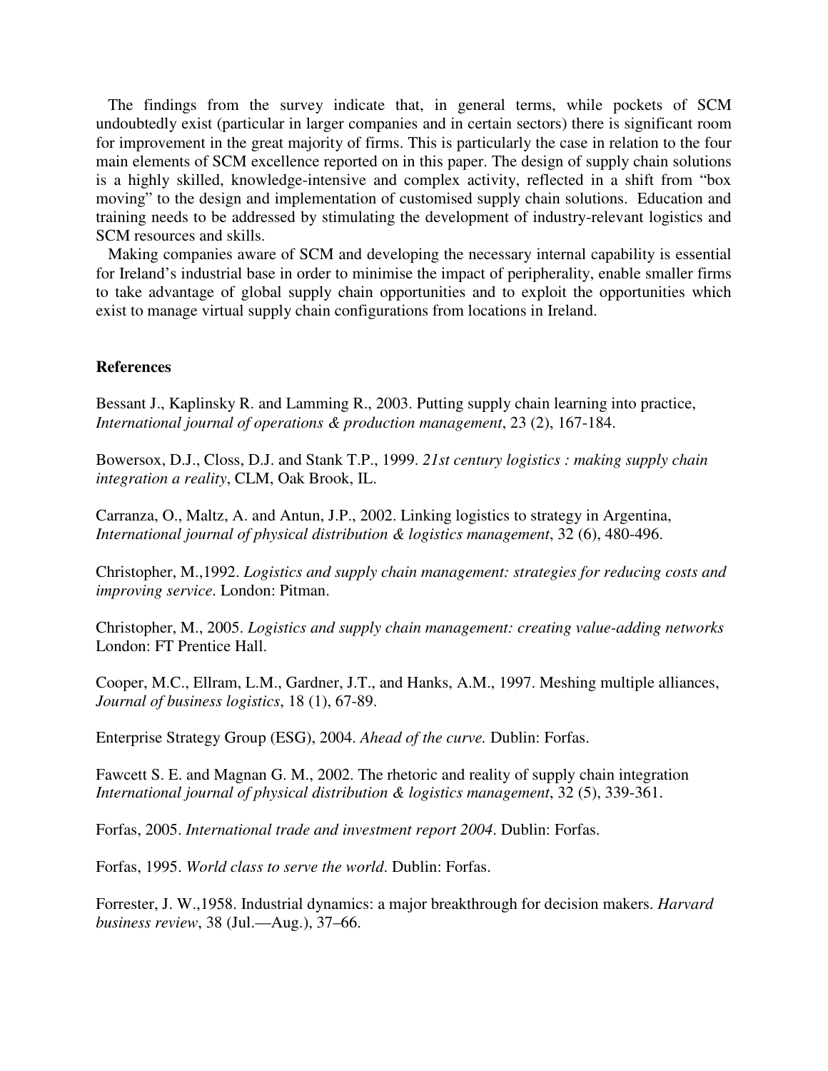The findings from the survey indicate that, in general terms, while pockets of SCM undoubtedly exist (particular in larger companies and in certain sectors) there is significant room for improvement in the great majority of firms. This is particularly the case in relation to the four main elements of SCM excellence reported on in this paper. The design of supply chain solutions is a highly skilled, knowledge-intensive and complex activity, reflected in a shift from "box moving" to the design and implementation of customised supply chain solutions. Education and training needs to be addressed by stimulating the development of industry-relevant logistics and SCM resources and skills.

Making companies aware of SCM and developing the necessary internal capability is essential for Ireland's industrial base in order to minimise the impact of peripherality, enable smaller firms to take advantage of global supply chain opportunities and to exploit the opportunities which exist to manage virtual supply chain configurations from locations in Ireland.

**References**

Bessant J., Kaplinsky R. and Lamming R., 2003. Putting supply chain learning into practice, *International journal of operations & production management*, 23 (2), 167-184.

Bowersox, D.J., Closs, D.J. and Stank T.P., 1999. *21st century logistics : making supply chain integration a reality*, CLM, Oak Brook, IL.

Carranza, O., Maltz, A. and Antun, J.P., 2002. Linking logistics to strategy in Argentina, *International journal of physical distribution & logistics management*, 32 (6), 480-496.

Christopher, M.,1992. *Logistics and supply chain management: strategies for reducing costs and improving service*. London: Pitman.

Christopher, M., 2005. *Logistics and supply chain management: creating value-adding networks* London: FT Prentice Hall.

Cooper, M.C., Ellram, L.M., Gardner, J.T., and Hanks, A.M., 1997. Meshing multiple alliances, *Journal of business logistics*, 18 (1), 67-89.

Enterprise Strategy Group (ESG), 2004. *Ahead of the curve.* Dublin: Forfas.

Fawcett S. E. and Magnan G. M., 2002. The rhetoric and reality of supply chain integration *International journal of physical distribution & logistics management*, 32 (5), 339-361.

Forfas, 2005. *International trade and investment report 2004*. Dublin: Forfas.

Forfas, 1995. *World class to serve the world*. Dublin: Forfas.

Forrester, J. W.,1958. Industrial dynamics: a major breakthrough for decision makers. *Harvard business review*, 38 (Jul.—Aug.), 37–66.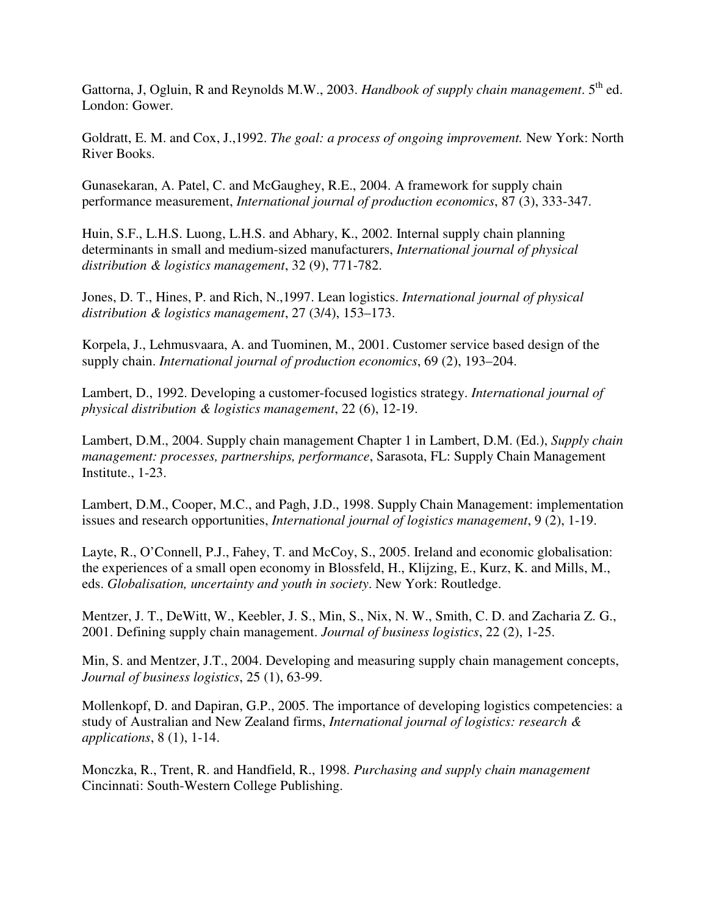Gattorna, J, Ogluin, R and Reynolds M.W., 2003. *Handbook of supply chain management*. 5th ed. London: Gower.

Goldratt, E. M. and Cox, J.,1992. *The goal: a process of ongoing improvement.* New York: North River Books.

Gunasekaran, A. Patel, C. and McGaughey, R.E., 2004. A framework for supply chain performance measurement, *International journal of production economics*, 87 (3), 333-347.

Huin, S.F., L.H.S. Luong, L.H.S. and Abhary, K., 2002. Internal supply chain planning determinants in small and medium-sized manufacturers, *International journal of physical distribution & logistics management*, 32 (9), 771-782.

Jones, D. T., Hines, P. and Rich, N.,1997. Lean logistics. *International journal of physical distribution & logistics management*, 27 (3/4), 153–173.

Korpela, J., Lehmusvaara, A. and Tuominen, M., 2001. Customer service based design of the supply chain. *International journal of production economics*, 69 (2), 193–204.

Lambert, D., 1992. Developing a customer-focused logistics strategy. *International journal of physical distribution & logistics management*, 22 (6), 12-19.

Lambert, D.M., 2004. Supply chain management Chapter 1 in Lambert, D.M. (Ed.), *Supply chain management: processes, partnerships, performance*, Sarasota, FL: Supply Chain Management Institute., 1-23.

Lambert, D.M., Cooper, M.C., and Pagh, J.D., 1998. Supply Chain Management: implementation issues and research opportunities, *International journal of logistics management*, 9 (2), 1-19.

Layte, R., O'Connell, P.J., Fahey, T. and McCoy, S., 2005. Ireland and economic globalisation: the experiences of a small open economy in Blossfeld, H., Klijzing, E., Kurz, K. and Mills, M., eds. *Globalisation, uncertainty and youth in society*. New York: Routledge.

Mentzer, J. T., DeWitt, W., Keebler, J. S., Min, S., Nix, N. W., Smith, C. D. and Zacharia Z. G., 2001. Defining supply chain management. *Journal of business logistics*, 22 (2), 1-25.

Min, S. and Mentzer, J.T., 2004. Developing and measuring supply chain management concepts, *Journal of business logistics*, 25 (1), 63-99.

Mollenkopf, D. and Dapiran, G.P., 2005. The importance of developing logistics competencies: a study of Australian and New Zealand firms, *International journal of logistics: research & applications*, 8 (1), 1-14.

Monczka, R., Trent, R. and Handfield, R., 1998. *Purchasing and supply chain management* Cincinnati: South-Western College Publishing.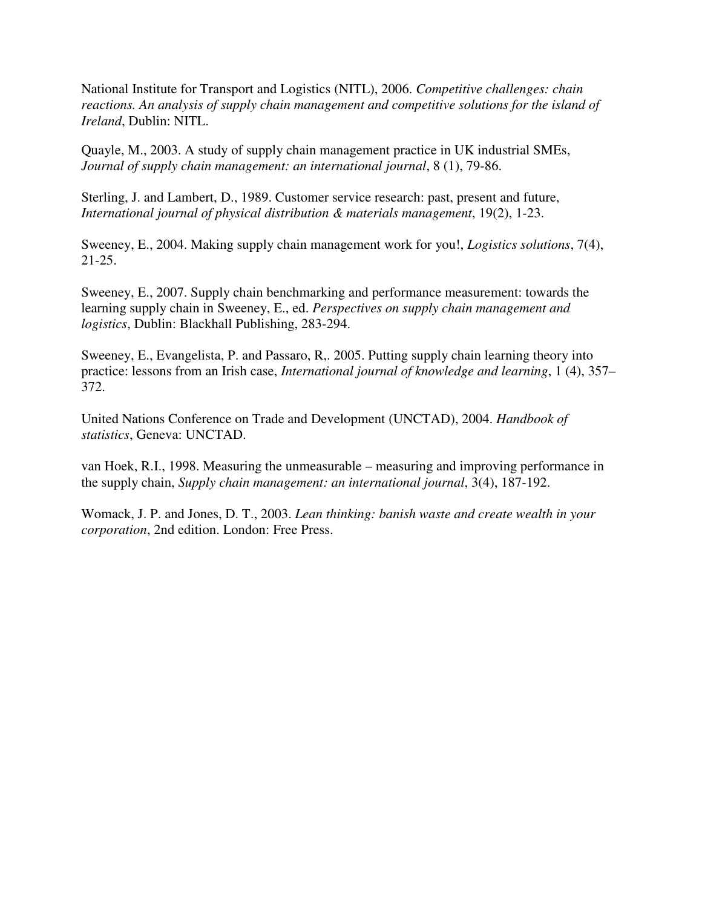National Institute for Transport and Logistics (NITL), 2006. *Competitive challenges: chain reactions. An analysis of supply chain management and competitive solutions for the island of Ireland*, Dublin: NITL.

Quayle, M., 2003. A study of supply chain management practice in UK industrial SMEs, *Journal of supply chain management: an international journal*, 8 (1), 79-86.

Sterling, J. and Lambert, D., 1989. Customer service research: past, present and future, *International journal of physical distribution & materials management*, 19(2), 1-23.

Sweeney, E., 2004. Making supply chain management work for you!, *Logistics solutions*, 7(4), 21-25.

Sweeney, E., 2007. Supply chain benchmarking and performance measurement: towards the learning supply chain in Sweeney, E., ed. *Perspectives on supply chain management and logistics*, Dublin: Blackhall Publishing, 283-294.

Sweeney, E., Evangelista, P. and Passaro, R,. 2005. Putting supply chain learning theory into practice: lessons from an Irish case, *International journal of knowledge and learning*, 1 (4), 357–372.

United Nations Conference on Trade and Development (UNCTAD), 2004. *Handbook of statistics*, Geneva: UNCTAD.

van Hoek, R.I., 1998. Measuring the unmeasurable – measuring and improving performance in the supply chain, *Supply chain management: an international journal*, 3(4), 187-192.

Womack, J. P. and Jones, D. T., 2003. *Lean thinking: banish waste and create wealth in your corporation*, 2nd edition. London: Free Press.